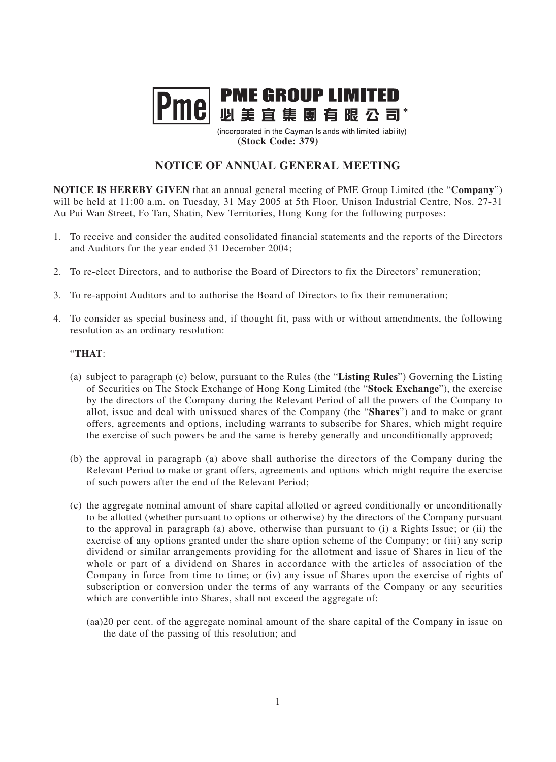# PME GROUP LIMITED
# 必美宜集團有限公司*

(incorporated in the Cayman Islands with limited liability)
**(Stock Code: 379)**

## NOTICE OF ANNUAL GENERAL MEETING

**NOTICE IS HEREBY GIVEN** that an annual general meeting of PME Group Limited (the "**Company**") will be held at 11:00 a.m. on Tuesday, 31 May 2005 at 5th Floor, Unison Industrial Centre, Nos. 27-31 Au Pui Wan Street, Fo Tan, Shatin, New Territories, Hong Kong for the following purposes:

1. To receive and consider the audited consolidated financial statements and the reports of the Directors and Auditors for the year ended 31 December 2004;

2. To re-elect Directors, and to authorise the Board of Directors to fix the Directors' remuneration;

3. To re-appoint Auditors and to authorise the Board of Directors to fix their remuneration;

4. To consider as special business and, if thought fit, pass with or without amendments, the following resolution as an ordinary resolution:

   "**THAT**:

   (a) subject to paragraph (c) below, pursuant to the Rules (the "**Listing Rules**") Governing the Listing of Securities on The Stock Exchange of Hong Kong Limited (the "**Stock Exchange**"), the exercise by the directors of the Company during the Relevant Period of all the powers of the Company to allot, issue and deal with unissued shares of the Company (the "**Shares**") and to make or grant offers, agreements and options, including warrants to subscribe for Shares, which might require the exercise of such powers be and the same is hereby generally and unconditionally approved;

   (b) the approval in paragraph (a) above shall authorise the directors of the Company during the Relevant Period to make or grant offers, agreements and options which might require the exercise of such powers after the end of the Relevant Period;

   (c) the aggregate nominal amount of share capital allotted or agreed conditionally or unconditionally to be allotted (whether pursuant to options or otherwise) by the directors of the Company pursuant to the approval in paragraph (a) above, otherwise than pursuant to (i) a Rights Issue; or (ii) the exercise of any options granted under the share option scheme of the Company; or (iii) any scrip dividend or similar arrangements providing for the allotment and issue of Shares in lieu of the whole or part of a dividend on Shares in accordance with the articles of association of the Company in force from time to time; or (iv) any issue of Shares upon the exercise of rights of subscription or conversion under the terms of any warrants of the Company or any securities which are convertible into Shares, shall not exceed the aggregate of:

      (aa) 20 per cent. of the aggregate nominal amount of the share capital of the Company in issue on the date of the passing of this resolution; and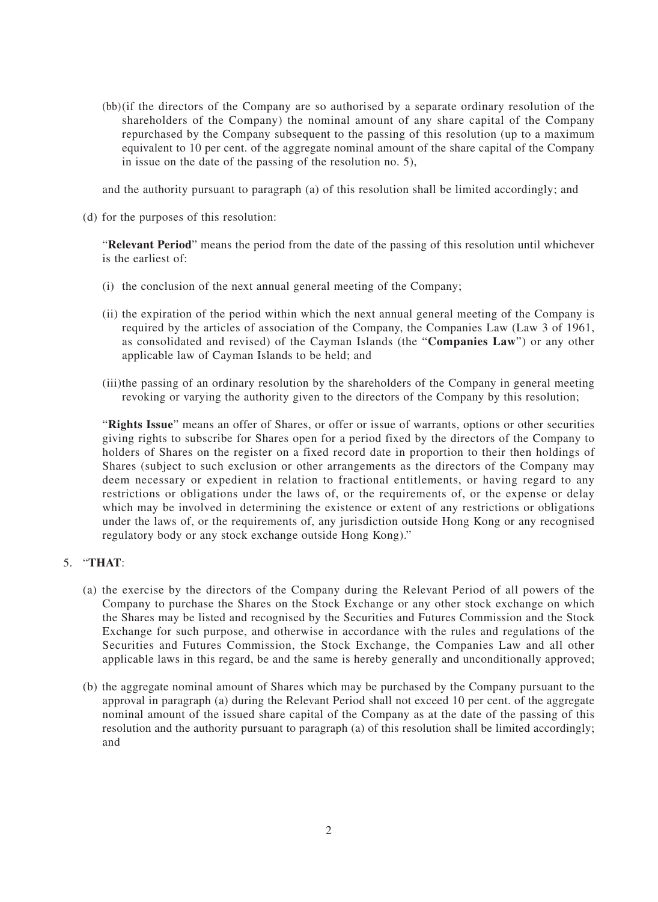(bb) (if the directors of the Company are so authorised by a separate ordinary resolution of the shareholders of the Company) the nominal amount of any share capital of the Company repurchased by the Company subsequent to the passing of this resolution (up to a maximum equivalent to 10 per cent. of the aggregate nominal amount of the share capital of the Company in issue on the date of the passing of the resolution no. 5),

and the authority pursuant to paragraph (a) of this resolution shall be limited accordingly; and

(d) for the purposes of this resolution:

"**Relevant Period**" means the period from the date of the passing of this resolution until whichever is the earliest of:

(i) the conclusion of the next annual general meeting of the Company;

(ii) the expiration of the period within which the next annual general meeting of the Company is required by the articles of association of the Company, the Companies Law (Law 3 of 1961, as consolidated and revised) of the Cayman Islands (the "**Companies Law**") or any other applicable law of Cayman Islands to be held; and

(iii) the passing of an ordinary resolution by the shareholders of the Company in general meeting revoking or varying the authority given to the directors of the Company by this resolution;

"**Rights Issue**" means an offer of Shares, or offer or issue of warrants, options or other securities giving rights to subscribe for Shares open for a period fixed by the directors of the Company to holders of Shares on the register on a fixed record date in proportion to their then holdings of Shares (subject to such exclusion or other arrangements as the directors of the Company may deem necessary or expedient in relation to fractional entitlements, or having regard to any restrictions or obligations under the laws of, or the requirements of, or the expense or delay which may be involved in determining the existence or extent of any restrictions or obligations under the laws of, or the requirements of, any jurisdiction outside Hong Kong or any recognised regulatory body or any stock exchange outside Hong Kong)."

5. "**THAT**:

(a) the exercise by the directors of the Company during the Relevant Period of all powers of the Company to purchase the Shares on the Stock Exchange or any other stock exchange on which the Shares may be listed and recognised by the Securities and Futures Commission and the Stock Exchange for such purpose, and otherwise in accordance with the rules and regulations of the Securities and Futures Commission, the Stock Exchange, the Companies Law and all other applicable laws in this regard, be and the same is hereby generally and unconditionally approved;

(b) the aggregate nominal amount of Shares which may be purchased by the Company pursuant to the approval in paragraph (a) during the Relevant Period shall not exceed 10 per cent. of the aggregate nominal amount of the issued share capital of the Company as at the date of the passing of this resolution and the authority pursuant to paragraph (a) of this resolution shall be limited accordingly; and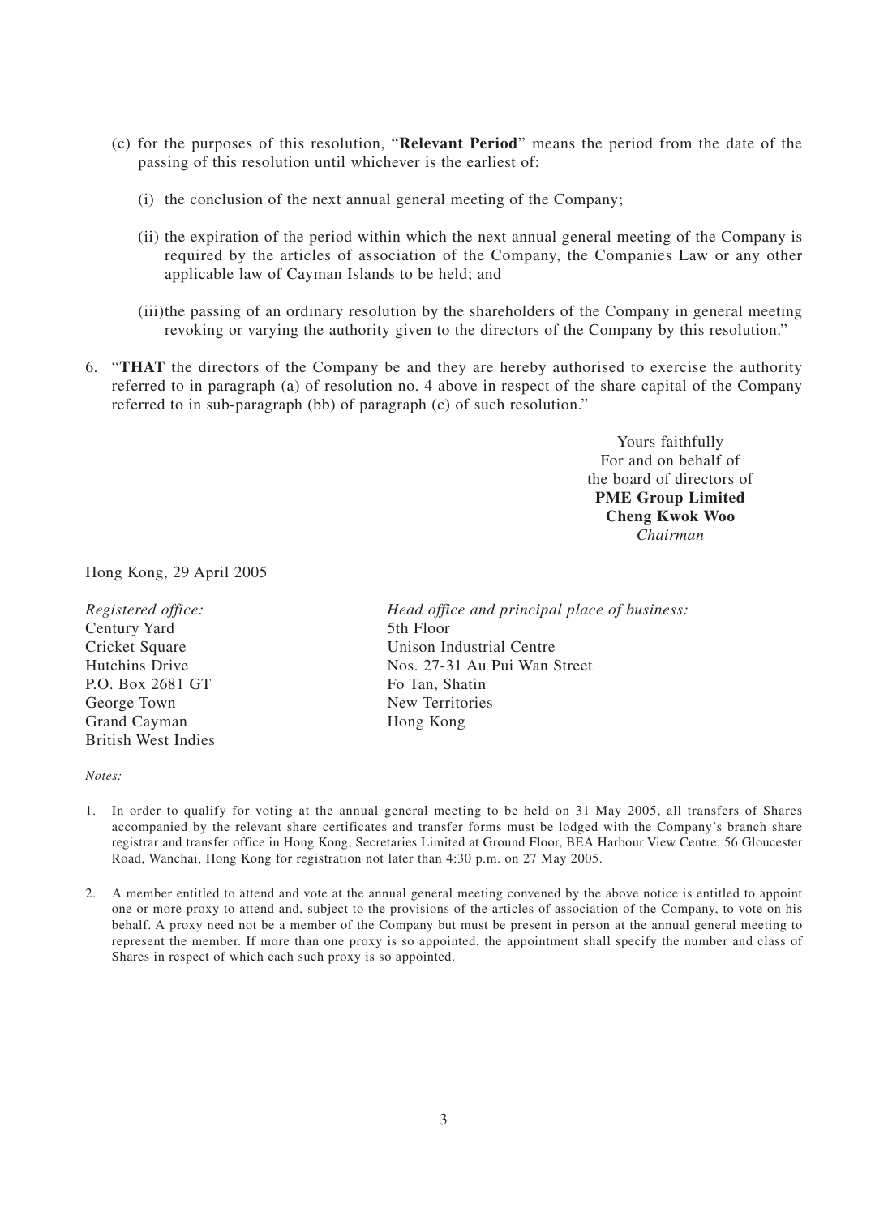(c) for the purposes of this resolution, "**Relevant Period**" means the period from the date of the passing of this resolution until whichever is the earliest of:

   (i) the conclusion of the next annual general meeting of the Company;

   (ii) the expiration of the period within which the next annual general meeting of the Company is required by the articles of association of the Company, the Companies Law or any other applicable law of Cayman Islands to be held; and

   (iii) the passing of an ordinary resolution by the shareholders of the Company in general meeting revoking or varying the authority given to the directors of the Company by this resolution."

6. "**THAT** the directors of the Company be and they are hereby authorised to exercise the authority referred to in paragraph (a) of resolution no. 4 above in respect of the share capital of the Company referred to in sub-paragraph (bb) of paragraph (c) of such resolution."

Yours faithfully
For and on behalf of
the board of directors of
**PME Group Limited**
**Cheng Kwok Woo**
*Chairman*

Hong Kong, 29 April 2005

*Registered office:*
Century Yard
Cricket Square
Hutchins Drive
P.O. Box 2681 GT
George Town
Grand Cayman
British West Indies

*Head office and principal place of business:*
5th Floor
Unison Industrial Centre
Nos. 27-31 Au Pui Wan Street
Fo Tan, Shatin
New Territories
Hong Kong

*Notes:*

1. In order to qualify for voting at the annual general meeting to be held on 31 May 2005, all transfers of Shares accompanied by the relevant share certificates and transfer forms must be lodged with the Company's branch share registrar and transfer office in Hong Kong, Secretaries Limited at Ground Floor, BEA Harbour View Centre, 56 Gloucester Road, Wanchai, Hong Kong for registration not later than 4:30 p.m. on 27 May 2005.

2. A member entitled to attend and vote at the annual general meeting convened by the above notice is entitled to appoint one or more proxy to attend and, subject to the provisions of the articles of association of the Company, to vote on his behalf. A proxy need not be a member of the Company but must be present in person at the annual general meeting to represent the member. If more than one proxy is so appointed, the appointment shall specify the number and class of Shares in respect of which each such proxy is so appointed.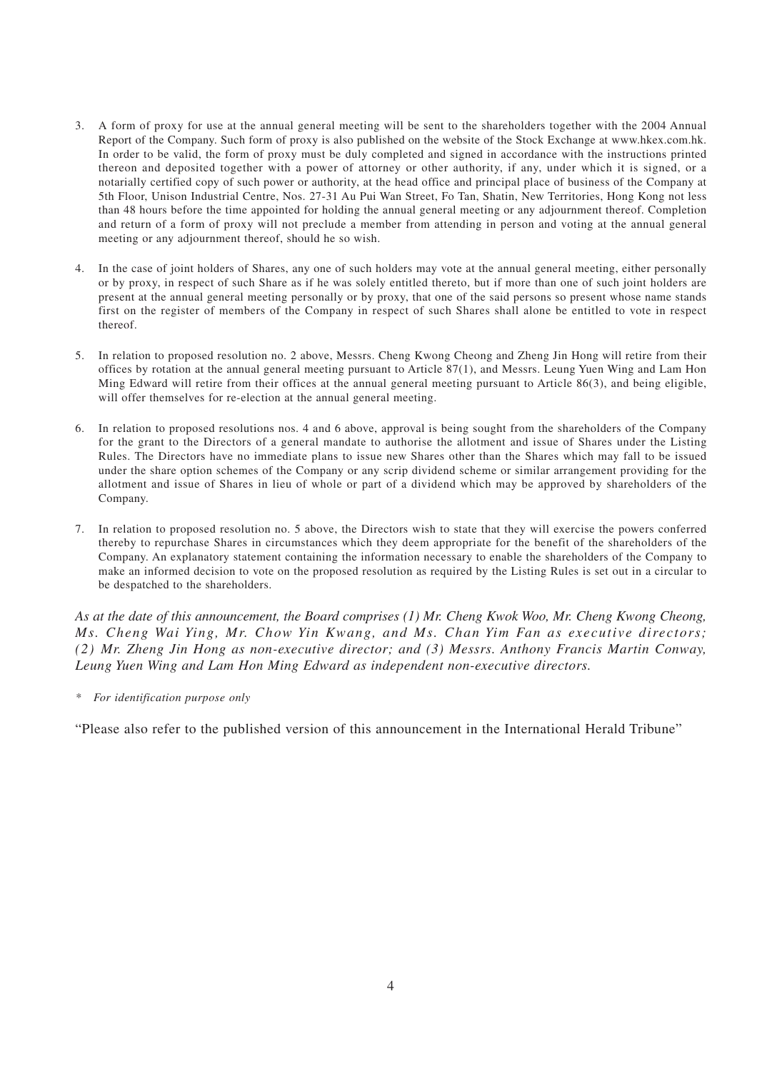3. A form of proxy for use at the annual general meeting will be sent to the shareholders together with the 2004 Annual Report of the Company. Such form of proxy is also published on the website of the Stock Exchange at www.hkex.com.hk. In order to be valid, the form of proxy must be duly completed and signed in accordance with the instructions printed thereon and deposited together with a power of attorney or other authority, if any, under which it is signed, or a notarially certified copy of such power or authority, at the head office and principal place of business of the Company at 5th Floor, Unison Industrial Centre, Nos. 27-31 Au Pui Wan Street, Fo Tan, Shatin, New Territories, Hong Kong not less than 48 hours before the time appointed for holding the annual general meeting or any adjournment thereof. Completion and return of a form of proxy will not preclude a member from attending in person and voting at the annual general meeting or any adjournment thereof, should he so wish.

4. In the case of joint holders of Shares, any one of such holders may vote at the annual general meeting, either personally or by proxy, in respect of such Share as if he was solely entitled thereto, but if more than one of such joint holders are present at the annual general meeting personally or by proxy, that one of the said persons so present whose name stands first on the register of members of the Company in respect of such Shares shall alone be entitled to vote in respect thereof.

5. In relation to proposed resolution no. 2 above, Messrs. Cheng Kwong Cheong and Zheng Jin Hong will retire from their offices by rotation at the annual general meeting pursuant to Article 87(1), and Messrs. Leung Yuen Wing and Lam Hon Ming Edward will retire from their offices at the annual general meeting pursuant to Article 86(3), and being eligible, will offer themselves for re-election at the annual general meeting.

6. In relation to proposed resolutions nos. 4 and 6 above, approval is being sought from the shareholders of the Company for the grant to the Directors of a general mandate to authorise the allotment and issue of Shares under the Listing Rules. The Directors have no immediate plans to issue new Shares other than the Shares which may fall to be issued under the share option schemes of the Company or any scrip dividend scheme or similar arrangement providing for the allotment and issue of Shares in lieu of whole or part of a dividend which may be approved by shareholders of the Company.

7. In relation to proposed resolution no. 5 above, the Directors wish to state that they will exercise the powers conferred thereby to repurchase Shares in circumstances which they deem appropriate for the benefit of the shareholders of the Company. An explanatory statement containing the information necessary to enable the shareholders of the Company to make an informed decision to vote on the proposed resolution as required by the Listing Rules is set out in a circular to be despatched to the shareholders.

*As at the date of this announcement, the Board comprises (1) Mr. Cheng Kwok Woo, Mr. Cheng Kwong Cheong, Ms. Cheng Wai Ying, Mr. Chow Yin Kwang, and Ms. Chan Yim Fan as executive directors; (2) Mr. Zheng Jin Hong as non-executive director; and (3) Messrs. Anthony Francis Martin Conway, Leung Yuen Wing and Lam Hon Ming Edward as independent non-executive directors.*

\* *For identification purpose only*

"Please also refer to the published version of this announcement in the International Herald Tribune"